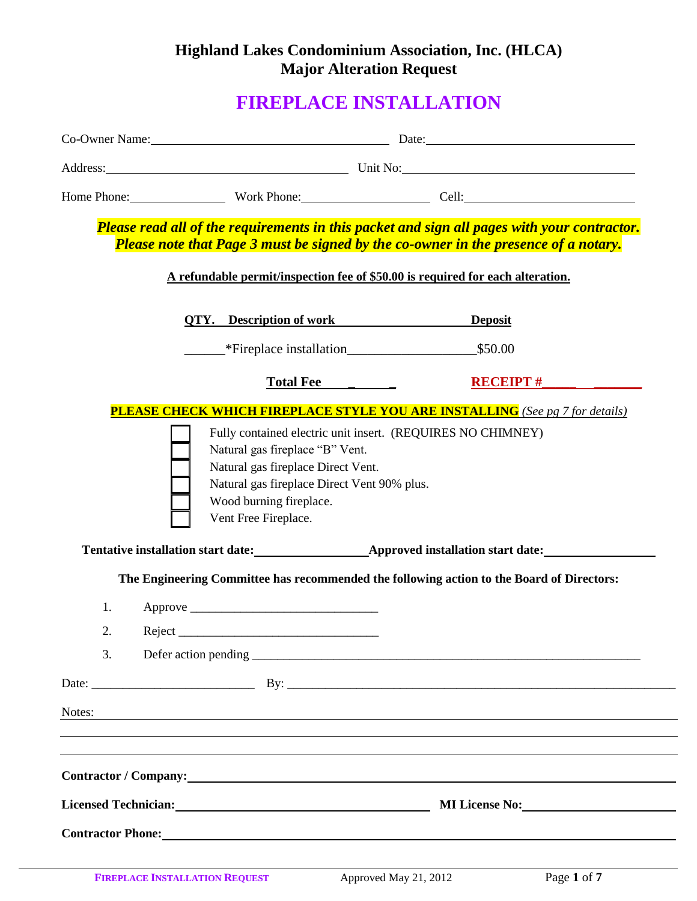# Highland Lakes Condominium Association, Inc. (HLCA)
## Major Alteration Request

# FIREPLACE INSTALLATION

Co-Owner Name:________________________ Date:________________________

Address:________________________ Unit No:________________________

Home Phone:____________ Work Phone:______________ Cell:________________

***Please read all of the requirements in this packet and sign all pages with your contractor. Please note that Page 3 must be signed by the co-owner in the presence of a notary.***

**A refundable permit/inspection fee of $50.00 is required for each alteration.**

| QTY. | Description of work | Deposit |
|---|---|---|
| ______ | *Fireplace installation | $50.00 |
| | **Total Fee** _______ | **RECEIPT #**__________ |

**PLEASE CHECK WHICH FIREPLACE STYLE YOU ARE INSTALLING** *(See pg 7 for details)*

- ☐ Fully contained electric unit insert. (REQUIRES NO CHIMNEY)
- ☐ Natural gas fireplace "B" Vent.
- ☐ Natural gas fireplace Direct Vent.
- ☐ Natural gas fireplace Direct Vent 90% plus.
- ☐ Wood burning fireplace.
- ☐ Vent Free Fireplace.

**Tentative installation start date:**______________ **Approved installation start date:**______________

**The Engineering Committee has recommended the following action to the Board of Directors:**

1. Approve ______________________________
2. Reject ______________________________
3. Defer action pending ______________________________

Date: ______________________ By: ______________________________

Notes: ______________________________

______________________________

______________________________

**Contractor / Company:**______________________________

**Licensed Technician:**______________________ **MI License No:**______________

**Contractor Phone:**______________________________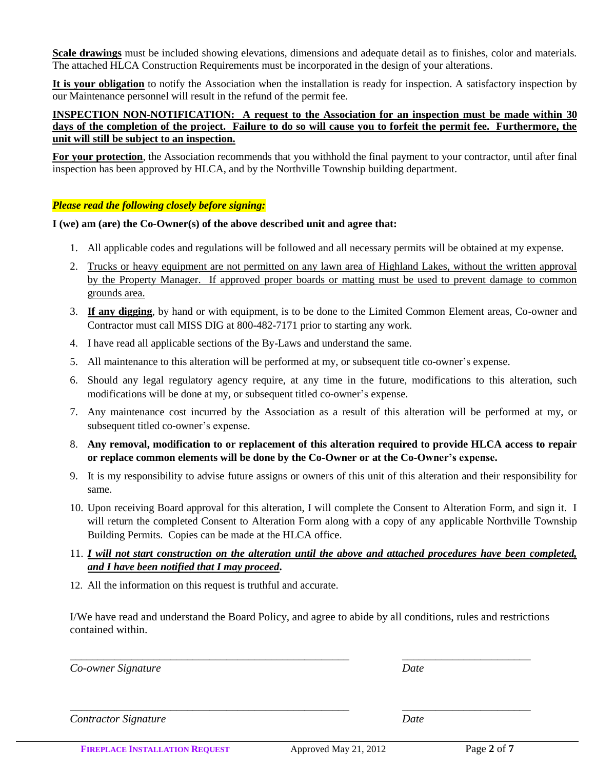**Scale drawings** must be included showing elevations, dimensions and adequate detail as to finishes, color and materials. The attached HLCA Construction Requirements must be incorporated in the design of your alterations.

**It is your obligation** to notify the Association when the installation is ready for inspection. A satisfactory inspection by our Maintenance personnel will result in the refund of the permit fee.

**INSPECTION NON-NOTIFICATION: A request to the Association for an inspection must be made within 30 days of the completion of the project. Failure to do so will cause you to forfeit the permit fee. Furthermore, the unit will still be subject to an inspection.**

**For your protection**, the Association recommends that you withhold the final payment to your contractor, until after final inspection has been approved by HLCA, and by the Northville Township building department.

***Please read the following closely before signing:***

**I (we) am (are) the Co-Owner(s) of the above described unit and agree that:**

1. All applicable codes and regulations will be followed and all necessary permits will be obtained at my expense.
2. Trucks or heavy equipment are not permitted on any lawn area of Highland Lakes, without the written approval by the Property Manager. If approved proper boards or matting must be used to prevent damage to common grounds area.
3. **If any digging**, by hand or with equipment, is to be done to the Limited Common Element areas, Co-owner and Contractor must call MISS DIG at 800-482-7171 prior to starting any work.
4. I have read all applicable sections of the By-Laws and understand the same.
5. All maintenance to this alteration will be performed at my, or subsequent title co-owner's expense.
6. Should any legal regulatory agency require, at any time in the future, modifications to this alteration, such modifications will be done at my, or subsequent titled co-owner's expense.
7. Any maintenance cost incurred by the Association as a result of this alteration will be performed at my, or subsequent titled co-owner's expense.
8. **Any removal, modification to or replacement of this alteration required to provide HLCA access to repair or replace common elements will be done by the Co-Owner or at the Co-Owner's expense.**
9. It is my responsibility to advise future assigns or owners of this unit of this alteration and their responsibility for same.
10. Upon receiving Board approval for this alteration, I will complete the Consent to Alteration Form, and sign it. I will return the completed Consent to Alteration Form along with a copy of any applicable Northville Township Building Permits. Copies can be made at the HLCA office.
11. ***I will not start construction on the alteration until the above and attached procedures have been completed, and I have been notified that I may proceed.***
12. All the information on this request is truthful and accurate.

I/We have read and understand the Board Policy, and agree to abide by all conditions, rules and restrictions contained within.

_____________________________________________ ____________________

*Co-owner Signature* *Date*

_____________________________________________ ____________________

*Contractor Signature* *Date*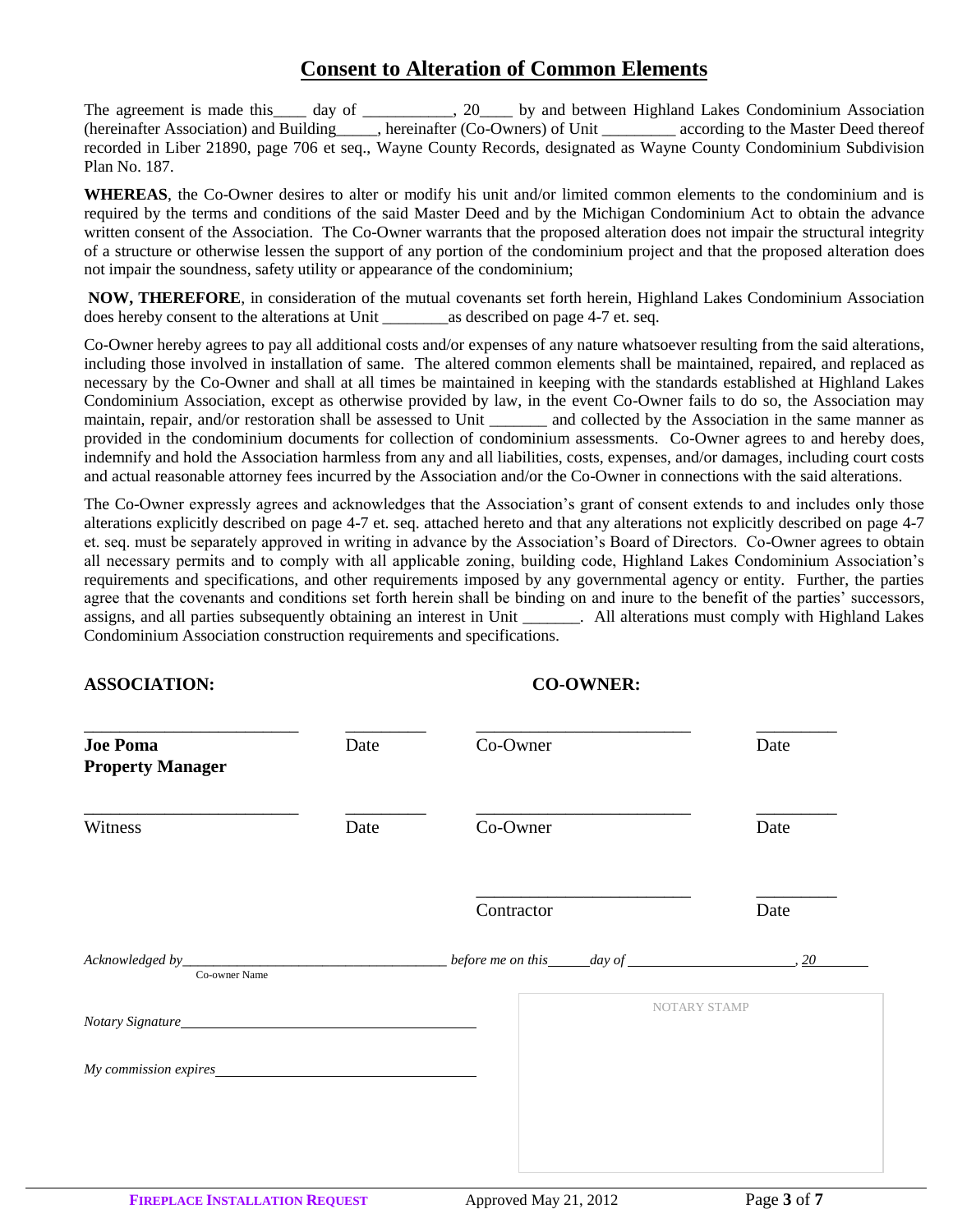# Consent to Alteration of Common Elements

The agreement is made this____ day of ___________, 20____ by and between Highland Lakes Condominium Association (hereinafter Association) and Building_____, hereinafter (Co-Owners) of Unit _________ according to the Master Deed thereof recorded in Liber 21890, page 706 et seq., Wayne County Records, designated as Wayne County Condominium Subdivision Plan No. 187.

**WHEREAS**, the Co-Owner desires to alter or modify his unit and/or limited common elements to the condominium and is required by the terms and conditions of the said Master Deed and by the Michigan Condominium Act to obtain the advance written consent of the Association. The Co-Owner warrants that the proposed alteration does not impair the structural integrity of a structure or otherwise lessen the support of any portion of the condominium project and that the proposed alteration does not impair the soundness, safety utility or appearance of the condominium;

**NOW, THEREFORE**, in consideration of the mutual covenants set forth herein, Highland Lakes Condominium Association does hereby consent to the alterations at Unit ________as described on page 4-7 et. seq.

Co-Owner hereby agrees to pay all additional costs and/or expenses of any nature whatsoever resulting from the said alterations, including those involved in installation of same. The altered common elements shall be maintained, repaired, and replaced as necessary by the Co-Owner and shall at all times be maintained in keeping with the standards established at Highland Lakes Condominium Association, except as otherwise provided by law, in the event Co-Owner fails to do so, the Association may maintain, repair, and/or restoration shall be assessed to Unit _______ and collected by the Association in the same manner as provided in the condominium documents for collection of condominium assessments. Co-Owner agrees to and hereby does, indemnify and hold the Association harmless from any and all liabilities, costs, expenses, and/or damages, including court costs and actual reasonable attorney fees incurred by the Association and/or the Co-Owner in connections with the said alterations.

The Co-Owner expressly agrees and acknowledges that the Association's grant of consent extends to and includes only those alterations explicitly described on page 4-7 et. seq. attached hereto and that any alterations not explicitly described on page 4-7 et. seq. must be separately approved in writing in advance by the Association's Board of Directors. Co-Owner agrees to obtain all necessary permits and to comply with all applicable zoning, building code, Highland Lakes Condominium Association's requirements and specifications, and other requirements imposed by any governmental agency or entity. Further, the parties agree that the covenants and conditions set forth herein shall be binding on and inure to the benefit of the parties' successors, assigns, and all parties subsequently obtaining an interest in Unit _______. All alterations must comply with Highland Lakes Condominium Association construction requirements and specifications.

| **ASSOCIATION:** | | **CO-OWNER:** | |
|---|---|---|---|
| _________________________ | _________ | _________________________ | _________ |
| **Joe Poma**<br>**Property Manager** | Date | Co-Owner | Date |
| _________________________ | _________ | _________________________ | _________ |
| Witness | Date | Co-Owner | Date |
| | | _________________________ | _________ |
| | | Contractor | Date |

*Acknowledged by*___________________________________ *before me on this*______*day of* ______________________, *20*________
Co-owner Name

*Notary Signature*_________________________________________

*My commission expires*____________________________________

NOTARY STAMP

**FIREPLACE INSTALLATION REQUEST** Approved May 21, 2012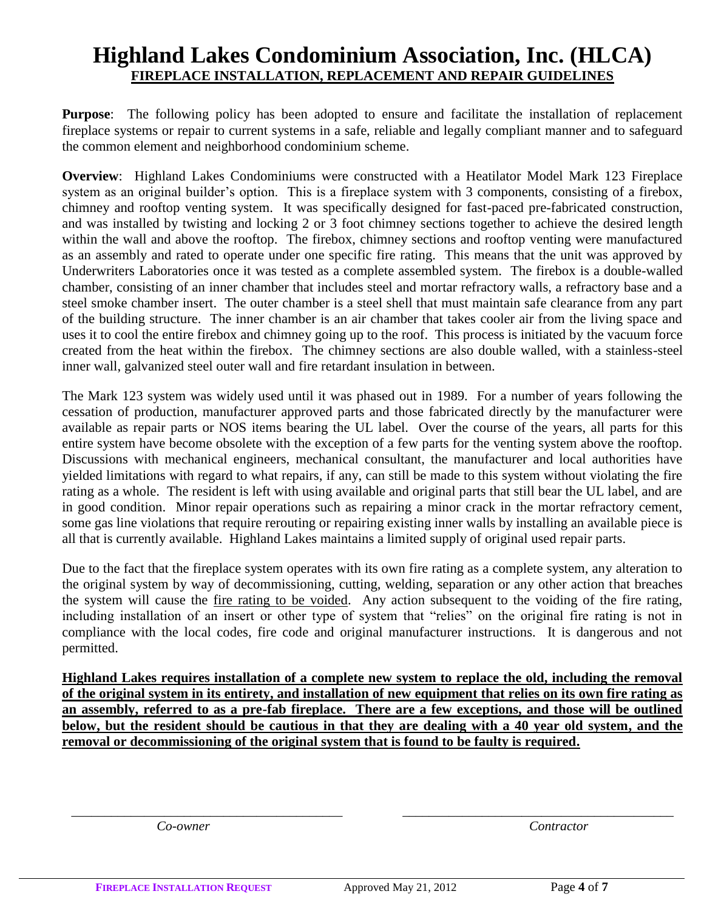# Highland Lakes Condominium Association, Inc. (HLCA)

## FIREPLACE INSTALLATION, REPLACEMENT AND REPAIR GUIDELINES

**Purpose**: The following policy has been adopted to ensure and facilitate the installation of replacement fireplace systems or repair to current systems in a safe, reliable and legally compliant manner and to safeguard the common element and neighborhood condominium scheme.

**Overview**: Highland Lakes Condominiums were constructed with a Heatilator Model Mark 123 Fireplace system as an original builder's option. This is a fireplace system with 3 components, consisting of a firebox, chimney and rooftop venting system. It was specifically designed for fast-paced pre-fabricated construction, and was installed by twisting and locking 2 or 3 foot chimney sections together to achieve the desired length within the wall and above the rooftop. The firebox, chimney sections and rooftop venting were manufactured as an assembly and rated to operate under one specific fire rating. This means that the unit was approved by Underwriters Laboratories once it was tested as a complete assembled system. The firebox is a double-walled chamber, consisting of an inner chamber that includes steel and mortar refractory walls, a refractory base and a steel smoke chamber insert. The outer chamber is a steel shell that must maintain safe clearance from any part of the building structure. The inner chamber is an air chamber that takes cooler air from the living space and uses it to cool the entire firebox and chimney going up to the roof. This process is initiated by the vacuum force created from the heat within the firebox. The chimney sections are also double walled, with a stainless-steel inner wall, galvanized steel outer wall and fire retardant insulation in between.

The Mark 123 system was widely used until it was phased out in 1989. For a number of years following the cessation of production, manufacturer approved parts and those fabricated directly by the manufacturer were available as repair parts or NOS items bearing the UL label. Over the course of the years, all parts for this entire system have become obsolete with the exception of a few parts for the venting system above the rooftop. Discussions with mechanical engineers, mechanical consultant, the manufacturer and local authorities have yielded limitations with regard to what repairs, if any, can still be made to this system without violating the fire rating as a whole. The resident is left with using available and original parts that still bear the UL label, and are in good condition. Minor repair operations such as repairing a minor crack in the mortar refractory cement, some gas line violations that require rerouting or repairing existing inner walls by installing an available piece is all that is currently available. Highland Lakes maintains a limited supply of original used repair parts.

Due to the fact that the fireplace system operates with its own fire rating as a complete system, any alteration to the original system by way of decommissioning, cutting, welding, separation or any other action that breaches the system will cause the fire rating to be voided. Any action subsequent to the voiding of the fire rating, including installation of an insert or other type of system that "relies" on the original fire rating is not in compliance with the local codes, fire code and original manufacturer instructions. It is dangerous and not permitted.

**Highland Lakes requires installation of a complete new system to replace the old, including the removal of the original system in its entirety, and installation of new equipment that relies on its own fire rating as an assembly, referred to as a pre-fab fireplace. There are a few exceptions, and those will be outlined below, but the resident should be cautious in that they are dealing with a 40 year old system, and the removal or decommissioning of the original system that is found to be faulty is required.**

\_\_\_\_\_\_\_\_\_\_\_\_\_\_\_\_\_\_\_\_\_\_\_\_\_\_\_\_\_\_\_\_\_\_\_\_\_\_\_\_
*Co-owner*

\_\_\_\_\_\_\_\_\_\_\_\_\_\_\_\_\_\_\_\_\_\_\_\_\_\_\_\_\_\_\_\_\_\_\_\_\_\_\_\_
*Contractor*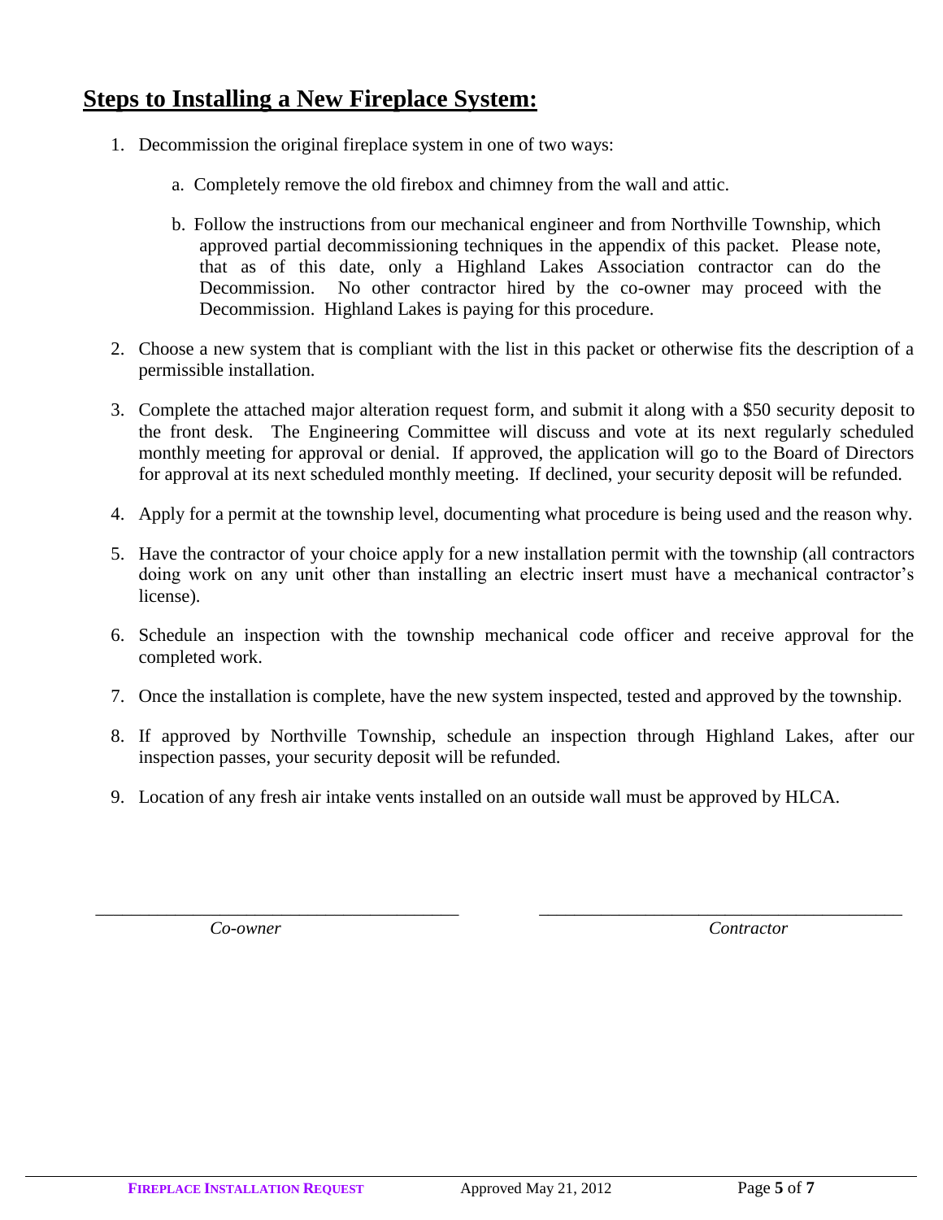## **Steps to Installing a New Fireplace System:**

1. Decommission the original fireplace system in one of two ways:

   a. Completely remove the old firebox and chimney from the wall and attic.

   b. Follow the instructions from our mechanical engineer and from Northville Township, which approved partial decommissioning techniques in the appendix of this packet. Please note, that as of this date, only a Highland Lakes Association contractor can do the Decommission. No other contractor hired by the co-owner may proceed with the Decommission. Highland Lakes is paying for this procedure.

2. Choose a new system that is compliant with the list in this packet or otherwise fits the description of a permissible installation.

3. Complete the attached major alteration request form, and submit it along with a $50 security deposit to the front desk. The Engineering Committee will discuss and vote at its next regularly scheduled monthly meeting for approval or denial. If approved, the application will go to the Board of Directors for approval at its next scheduled monthly meeting. If declined, your security deposit will be refunded.

4. Apply for a permit at the township level, documenting what procedure is being used and the reason why.

5. Have the contractor of your choice apply for a new installation permit with the township (all contractors doing work on any unit other than installing an electric insert must have a mechanical contractor's license).

6. Schedule an inspection with the township mechanical code officer and receive approval for the completed work.

7. Once the installation is complete, have the new system inspected, tested and approved by the township.

8. If approved by Northville Township, schedule an inspection through Highland Lakes, after our inspection passes, your security deposit will be refunded.

9. Location of any fresh air intake vents installed on an outside wall must be approved by HLCA.

| ________________________________________ | ________________________________________ |
|---|---|
| *Co-owner* | *Contractor* |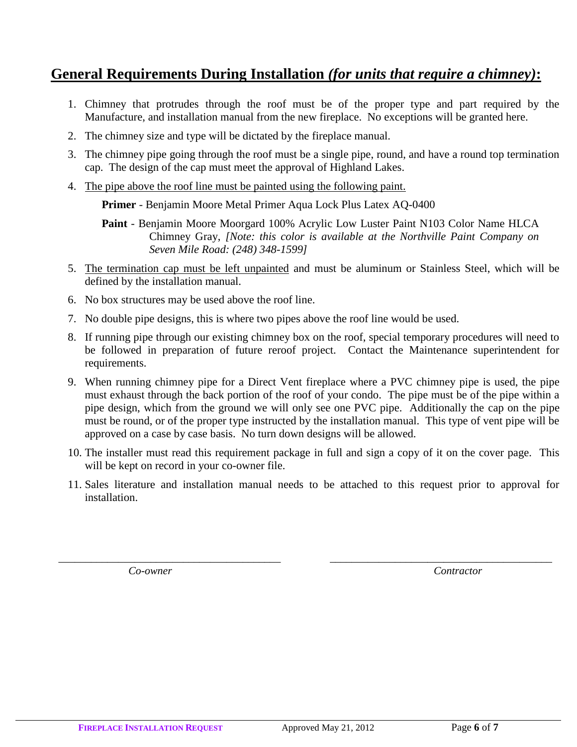## General Requirements During Installation *(for units that require a chimney)*:

1. Chimney that protrudes through the roof must be of the proper type and part required by the Manufacture, and installation manual from the new fireplace. No exceptions will be granted here.
2. The chimney size and type will be dictated by the fireplace manual.
3. The chimney pipe going through the roof must be a single pipe, round, and have a round top termination cap. The design of the cap must meet the approval of Highland Lakes.
4. <u>The pipe above the roof line must be painted using the following paint.</u>

   **Primer** - Benjamin Moore Metal Primer Aqua Lock Plus Latex AQ-0400

   **Paint** - Benjamin Moore Moorgard 100% Acrylic Low Luster Paint N103 Color Name HLCA Chimney Gray, *[Note: this color is available at the Northville Paint Company on Seven Mile Road: (248) 348-1599]*

5. <u>The termination cap must be left unpainted</u> and must be aluminum or Stainless Steel, which will be defined by the installation manual.
6. No box structures may be used above the roof line.
7. No double pipe designs, this is where two pipes above the roof line would be used.
8. If running pipe through our existing chimney box on the roof, special temporary procedures will need to be followed in preparation of future reroof project. Contact the Maintenance superintendent for requirements.
9. When running chimney pipe for a Direct Vent fireplace where a PVC chimney pipe is used, the pipe must exhaust through the back portion of the roof of your condo. The pipe must be of the pipe within a pipe design, which from the ground we will only see one PVC pipe. Additionally the cap on the pipe must be round, or of the proper type instructed by the installation manual. This type of vent pipe will be approved on a case by case basis. No turn down designs will be allowed.
10. The installer must read this requirement package in full and sign a copy of it on the cover page. This will be kept on record in your co-owner file.
11. Sales literature and installation manual needs to be attached to this request prior to approval for installation.

\_\_\_\_\_\_\_\_\_\_\_\_\_\_\_\_\_\_\_\_\_\_\_\_\_\_\_\_\_\_\_\_\_\_\_\_\_\_\_\_ *Co-owner*

\_\_\_\_\_\_\_\_\_\_\_\_\_\_\_\_\_\_\_\_\_\_\_\_\_\_\_\_\_\_\_\_\_\_\_\_\_\_\_\_ *Contractor*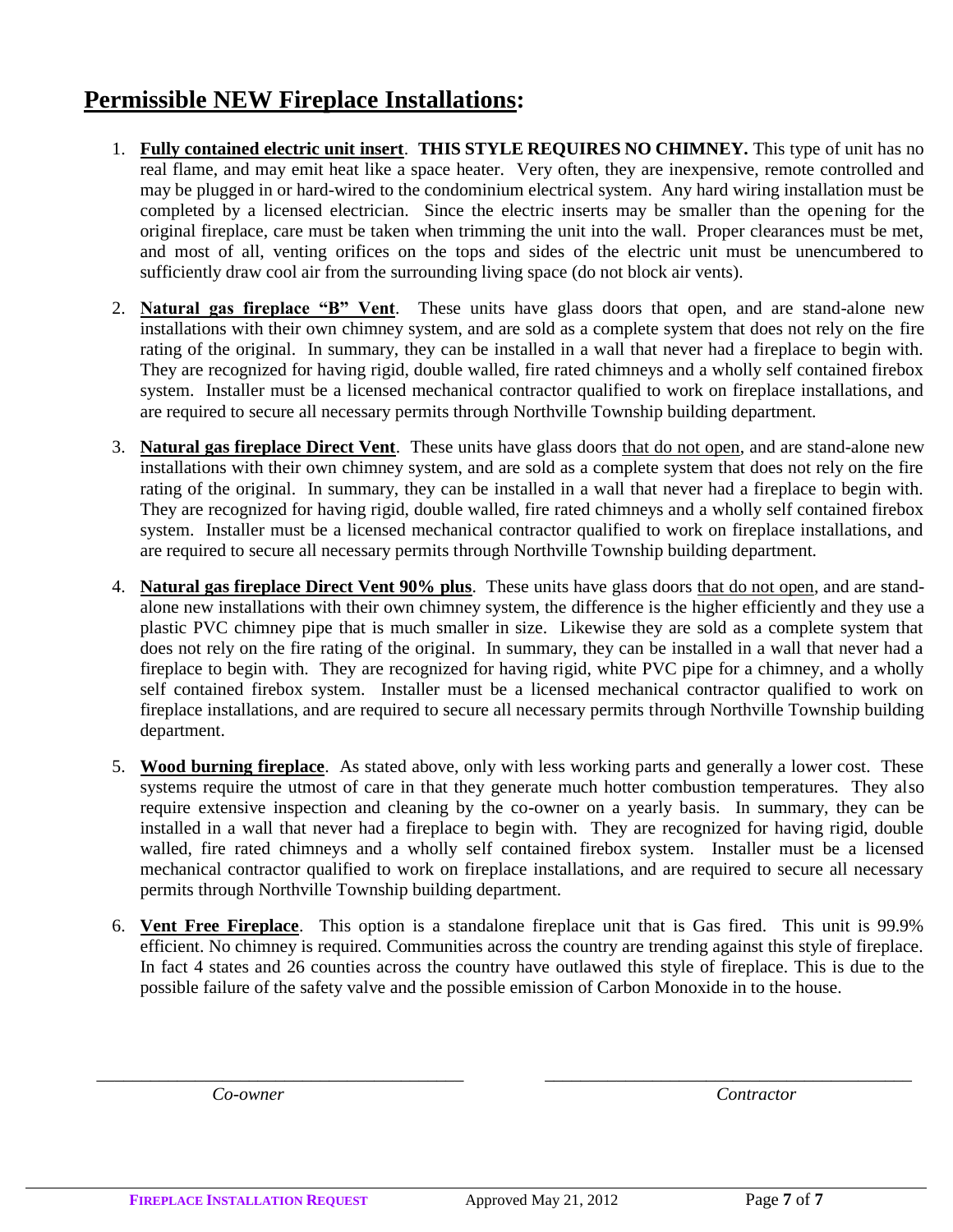## **Permissible NEW Fireplace Installations:**

1. **Fully contained electric unit insert**. **THIS STYLE REQUIRES NO CHIMNEY.** This type of unit has no real flame, and may emit heat like a space heater. Very often, they are inexpensive, remote controlled and may be plugged in or hard-wired to the condominium electrical system. Any hard wiring installation must be completed by a licensed electrician. Since the electric inserts may be smaller than the opening for the original fireplace, care must be taken when trimming the unit into the wall. Proper clearances must be met, and most of all, venting orifices on the tops and sides of the electric unit must be unencumbered to sufficiently draw cool air from the surrounding living space (do not block air vents).

2. **Natural gas fireplace "B" Vent**. These units have glass doors that open, and are stand-alone new installations with their own chimney system, and are sold as a complete system that does not rely on the fire rating of the original. In summary, they can be installed in a wall that never had a fireplace to begin with. They are recognized for having rigid, double walled, fire rated chimneys and a wholly self contained firebox system. Installer must be a licensed mechanical contractor qualified to work on fireplace installations, and are required to secure all necessary permits through Northville Township building department.

3. **Natural gas fireplace Direct Vent**. These units have glass doors that do not open, and are stand-alone new installations with their own chimney system, and are sold as a complete system that does not rely on the fire rating of the original. In summary, they can be installed in a wall that never had a fireplace to begin with. They are recognized for having rigid, double walled, fire rated chimneys and a wholly self contained firebox system. Installer must be a licensed mechanical contractor qualified to work on fireplace installations, and are required to secure all necessary permits through Northville Township building department.

4. **Natural gas fireplace Direct Vent 90% plus**. These units have glass doors that do not open, and are stand-alone new installations with their own chimney system, the difference is the higher efficiently and they use a plastic PVC chimney pipe that is much smaller in size. Likewise they are sold as a complete system that does not rely on the fire rating of the original. In summary, they can be installed in a wall that never had a fireplace to begin with. They are recognized for having rigid, white PVC pipe for a chimney, and a wholly self contained firebox system. Installer must be a licensed mechanical contractor qualified to work on fireplace installations, and are required to secure all necessary permits through Northville Township building department.

5. **Wood burning fireplace**. As stated above, only with less working parts and generally a lower cost. These systems require the utmost of care in that they generate much hotter combustion temperatures. They also require extensive inspection and cleaning by the co-owner on a yearly basis. In summary, they can be installed in a wall that never had a fireplace to begin with. They are recognized for having rigid, double walled, fire rated chimneys and a wholly self contained firebox system. Installer must be a licensed mechanical contractor qualified to work on fireplace installations, and are required to secure all necessary permits through Northville Township building department.

6. **Vent Free Fireplace**. This option is a standalone fireplace unit that is Gas fired. This unit is 99.9% efficient. No chimney is required. Communities across the country are trending against this style of fireplace. In fact 4 states and 26 counties across the country have outlawed this style of fireplace. This is due to the possible failure of the safety valve and the possible emission of Carbon Monoxide in to the house.

\_\_\_\_\_\_\_\_\_\_\_\_\_\_\_\_\_\_\_\_\_\_\_\_\_\_\_\_\_\_\_\_\_\_\_\_\_\_\_\_
*Co-owner*

\_\_\_\_\_\_\_\_\_\_\_\_\_\_\_\_\_\_\_\_\_\_\_\_\_\_\_\_\_\_\_\_\_\_\_\_\_\_\_\_
*Contractor*